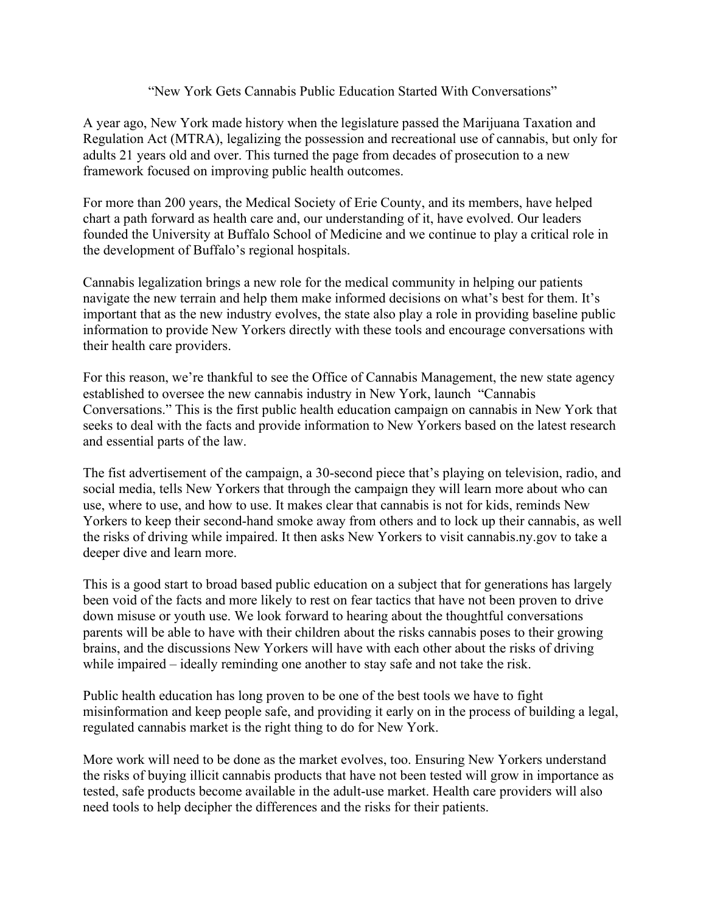# "New York Gets Cannabis Public Education Started With Conversations"

A year ago, New York made history when the legislature passed the Marijuana Taxation and Regulation Act (MTRA), legalizing the possession and recreational use of cannabis, but only for adults 21 years old and over. This turned the page from decades of prosecution to a new framework focused on improving public health outcomes.

For more than 200 years, the Medical Society of Erie County, and its members, have helped chart a path forward as health care and, our understanding of it, have evolved. Our leaders founded the University at Buffalo School of Medicine and we continue to play a critical role in the development of Buffalo's regional hospitals.

Cannabis legalization brings a new role for the medical community in helping our patients navigate the new terrain and help them make informed decisions on what's best for them. It's important that as the new industry evolves, the state also play a role in providing baseline public information to provide New Yorkers directly with these tools and encourage conversations with their health care providers.

For this reason, we're thankful to see the Office of Cannabis Management, the new state agency established to oversee the new cannabis industry in New York, launch "Cannabis Conversations." This is the first public health education campaign on cannabis in New York that seeks to deal with the facts and provide information to New Yorkers based on the latest research and essential parts of the law.

The fist advertisement of the campaign, a 30-second piece that's playing on television, radio, and social media, tells New Yorkers that through the campaign they will learn more about who can use, where to use, and how to use. It makes clear that cannabis is not for kids, reminds New Yorkers to keep their second-hand smoke away from others and to lock up their cannabis, as well the risks of driving while impaired. It then asks New Yorkers to visit cannabis.ny.gov to take a deeper dive and learn more.

This is a good start to broad based public education on a subject that for generations has largely been void of the facts and more likely to rest on fear tactics that have not been proven to drive down misuse or youth use. We look forward to hearing about the thoughtful conversations parents will be able to have with their children about the risks cannabis poses to their growing brains, and the discussions New Yorkers will have with each other about the risks of driving while impaired – ideally reminding one another to stay safe and not take the risk.

Public health education has long proven to be one of the best tools we have to fight misinformation and keep people safe, and providing it early on in the process of building a legal, regulated cannabis market is the right thing to do for New York.

More work will need to be done as the market evolves, too. Ensuring New Yorkers understand the risks of buying illicit cannabis products that have not been tested will grow in importance as tested, safe products become available in the adult-use market. Health care providers will also need tools to help decipher the differences and the risks for their patients.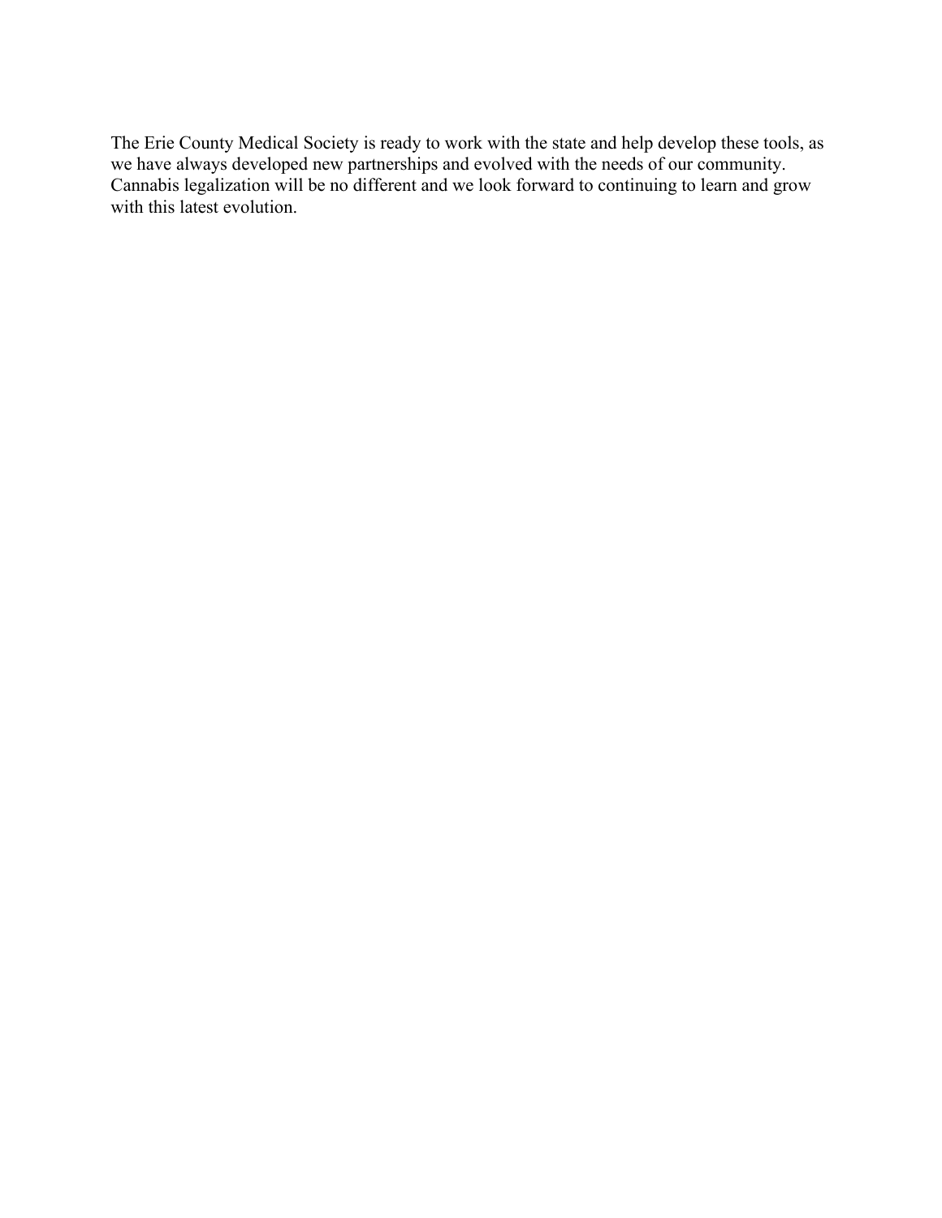The Erie County Medical Society is ready to work with the state and help develop these tools, as we have always developed new partnerships and evolved with the needs of our community. Cannabis legalization will be no different and we look forward to continuing to learn and grow with this latest evolution.